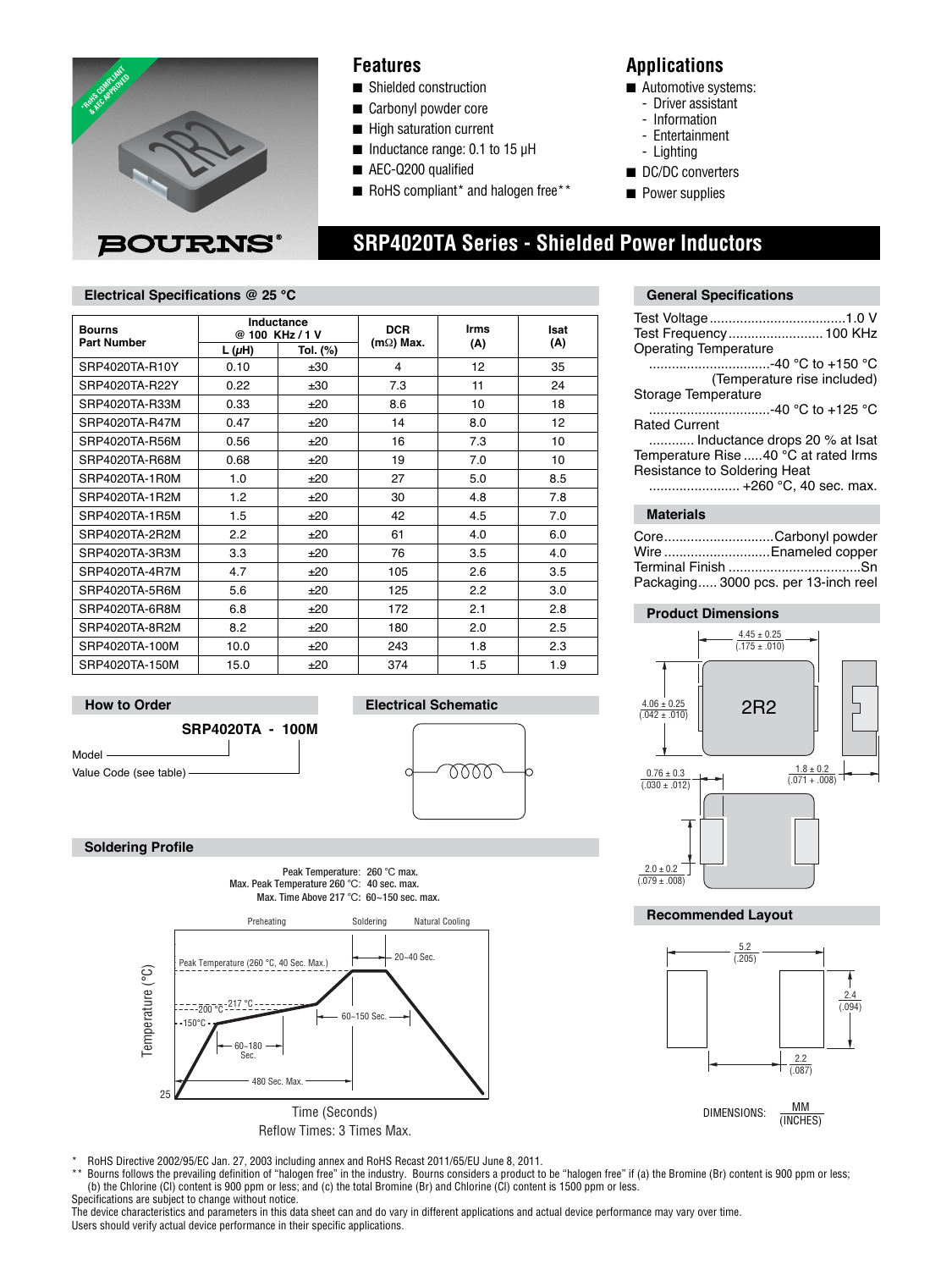## Features

- Shielded construction
- Carbonyl powder core
- High saturation current
- Inductance range: 0.1 to 15 µH
- AEC-Q200 qualified
- RoHS compliant* and halogen free**

## Applications

- Automotive systems:
  - Driver assistant
  - Information
  - Entertainment
  - Lighting
- DC/DC converters
- Power supplies

# SRP4020TA Series - Shielded Power Inductors

### Electrical Specifications @ 25 °C

| Bourns Part Number | Inductance @ 100 KHz / 1 V | | DCR (mΩ) Max. | Irms (A) | Isat (A) |
|---|---|---|---|---|---|
| | L (µH) | Tol. (%) | | | |
| SRP4020TA-R10Y | 0.10 | ±30 | 4 | 12 | 35 |
| SRP4020TA-R22Y | 0.22 | ±30 | 7.3 | 11 | 24 |
| SRP4020TA-R33M | 0.33 | ±20 | 8.6 | 10 | 18 |
| SRP4020TA-R47M | 0.47 | ±20 | 14 | 8.0 | 12 |
| SRP4020TA-R56M | 0.56 | ±20 | 16 | 7.3 | 10 |
| SRP4020TA-R68M | 0.68 | ±20 | 19 | 7.0 | 10 |
| SRP4020TA-1R0M | 1.0 | ±20 | 27 | 5.0 | 8.5 |
| SRP4020TA-1R2M | 1.2 | ±20 | 30 | 4.8 | 7.8 |
| SRP4020TA-1R5M | 1.5 | ±20 | 42 | 4.5 | 7.0 |
| SRP4020TA-2R2M | 2.2 | ±20 | 61 | 4.0 | 6.0 |
| SRP4020TA-3R3M | 3.3 | ±20 | 76 | 3.5 | 4.0 |
| SRP4020TA-4R7M | 4.7 | ±20 | 105 | 2.6 | 3.5 |
| SRP4020TA-5R6M | 5.6 | ±20 | 125 | 2.2 | 3.0 |
| SRP4020TA-6R8M | 6.8 | ±20 | 172 | 2.1 | 2.8 |
| SRP4020TA-8R2M | 8.2 | ±20 | 180 | 2.0 | 2.5 |
| SRP4020TA-100M | 10.0 | ±20 | 243 | 1.8 | 2.3 |
| SRP4020TA-150M | 15.0 | ±20 | 374 | 1.5 | 1.9 |

### General Specifications

Test Voltage ....................................1.0 V
Test Frequency .........................100 KHz
Operating Temperature
................................-40 °C to +150 °C
(Temperature rise included)
Storage Temperature
................................-40 °C to +125 °C
Rated Current
............ Inductance drops 20 % at Isat
Temperature Rise .....40 °C at rated Irms
Resistance to Soldering Heat
........................ +260 °C, 40 sec. max.

### Materials

Core.............................Carbonyl powder
Wire ............................Enameled copper
Terminal Finish ...................................Sn
Packaging..... 3000 pcs. per 13-inch reel

### How to Order

**SRP4020TA - 100M**

Model
Value Code (see table)

### Electrical Schematic

### Product Dimensions

4.45 ± 0.25 (.175 ± .010)
4.06 ± 0.25 (.042 ± .010)
2R2
0.76 ± 0.3 (.030 ± .012)
1.8 ± 0.2 (.071 + .008)
2.0 ± 0.2 (.079 ± .008)

### Soldering Profile

Peak Temperature: 260 °C max.
Max. Peak Temperature 260 °C: 40 sec. max.
Max. Time Above 217 °C: 60~150 sec. max.

Preheating | Soldering | Natural Cooling

Peak Temperature (260 °C, 40 Sec. Max.)
20~40 Sec.
217 °C
200 °C
150°C
60~150 Sec.
60~180 Sec.
480 Sec. Max.
25

Temperature (°C)

Time (Seconds)

Reflow Times: 3 Times Max.

### Recommended Layout

5.2 (.205)
2.4 (.094)
2.2 (.087)

DIMENSIONS: MM (INCHES)

\* RoHS Directive 2002/95/EC Jan. 27, 2003 including annex and RoHS Recast 2011/65/EU June 8, 2011.
\*\* Bourns follows the prevailing definition of "halogen free" in the industry. Bourns considers a product to be "halogen free" if (a) the Bromine (Br) content is 900 ppm or less; (b) the Chlorine (Cl) content is 900 ppm or less; and (c) the total Bromine (Br) and Chlorine (Cl) content is 1500 ppm or less.
Specifications are subject to change without notice.
The device characteristics and parameters in this data sheet can and do vary in different applications and actual device performance may vary over time.
Users should verify actual device performance in their specific applications.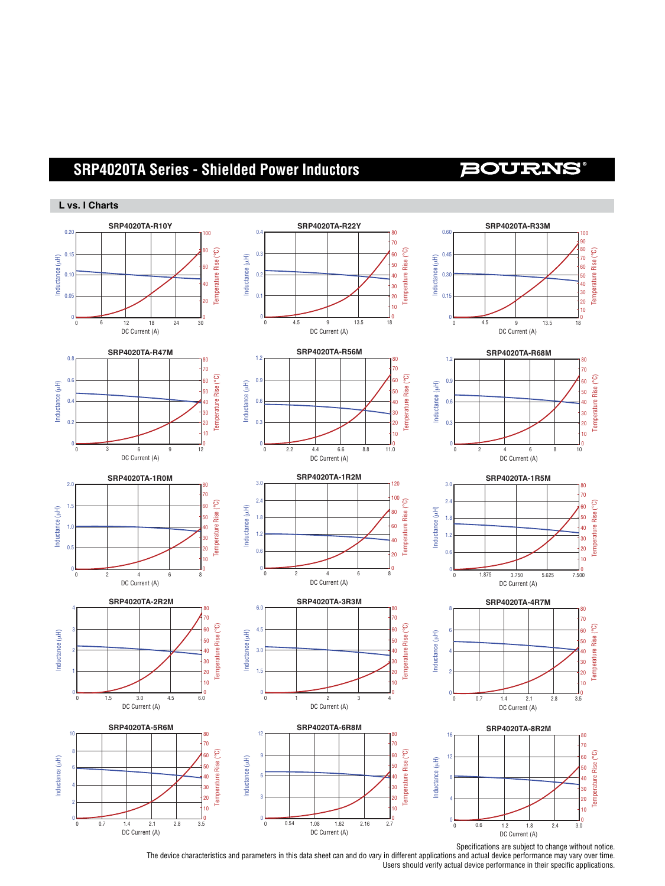## L vs. I Charts

**SRP4020TA-R10Y**

Inductance (µH): 0, 0.05, 0.10, 0.15, 0.20
Temperature Rise (°C): 0, 20, 40, 60, 80, 100
DC Current (A): 0, 6, 12, 18, 24, 30

**SRP4020TA-R22Y**

Inductance (µH): 0, 0.1, 0.2, 0.3, 0.4
Temperature Rise (°C): 0, 10, 20, 30, 40, 50, 60, 70, 80
DC Current (A): 0, 4.5, 9, 13.5, 18

**SRP4020TA-R33M**

Inductance (µH): 0, 0.15, 0.30, 0.45, 0.60
Temperature Rise (°C): 0, 10, 20, 30, 40, 50, 60, 70, 80, 90, 100
DC Current (A): 0, 4.5, 9, 13.5, 18

**SRP4020TA-R47M**

Inductance (µH): 0, 0.2, 0.4, 0.6, 0.8
Temperature Rise (°C): 0, 10, 20, 30, 40, 50, 60, 70, 80
DC Current (A): 0, 3, 6, 9, 12

**SRP4020TA-R56M**

Inductance (µH): 0, 0.3, 0.6, 0.9, 1.2
Temperature Rise (°C): 0, 10, 20, 30, 40, 50, 60, 70, 80
DC Current (A): 0, 2.2, 4.4, 6.6, 8.8, 11.0

**SRP4020TA-R68M**

Inductance (µH): 0, 0.3, 0.6, 0.9, 1.2
Temperature Rise (°C): 0, 10, 20, 30, 40, 50, 60, 70, 80
DC Current (A): 0, 2, 4, 6, 8, 10

**SRP4020TA-1R0M**

Inductance (µH): 0, 0.5, 1.0, 1.5, 2.0
Temperature Rise (°C): 0, 10, 20, 30, 40, 50, 60, 70, 80
DC Current (A): 0, 2, 4, 6, 8

**SRP4020TA-1R2M**

Inductance (µH): 0, 0.6, 1.2, 1.8, 2.4, 3.0
Temperature Rise (°C): 0, 20, 40, 60, 80, 100, 120
DC Current (A): 0, 2, 4, 6, 8

**SRP4020TA-1R5M**

Inductance (µH): 0, 0.6, 1.2, 1.8, 2.4, 3.0
Temperature Rise (°C): 0, 10, 20, 30, 40, 50, 60, 70, 80
DC Current (A): 0, 1.875, 3.750, 5.625, 7.500

**SRP4020TA-2R2M**

Inductance (µH): 0, 1, 2, 3, 4
Temperature Rise (°C): 0, 10, 20, 30, 40, 50, 60, 70, 80
DC Current (A): 0, 1.5, 3.0, 4.5, 6.0

**SRP4020TA-3R3M**

Inductance (µH): 0, 1.5, 3.0, 4.5, 6.0
Temperature Rise (°C): 0, 10, 20, 30, 40, 50, 60, 70, 80
DC Current (A): 0, 1, 2, 3, 4

**SRP4020TA-4R7M**

Inductance (µH): 0, 2, 4, 6, 8
Temperature Rise (°C): 0, 10, 20, 30, 40, 50, 60, 70, 80
DC Current (A): 0, 0.7, 1.4, 2.1, 2.8, 3.5

**SRP4020TA-5R6M**

Inductance (µH): 0, 2, 4, 6, 8, 10
Temperature Rise (°C): 0, 10, 20, 30, 40, 50, 60, 70, 80
DC Current (A): 0, 0.7, 1.4, 2.1, 2.8, 3.5

**SRP4020TA-6R8M**

Inductance (µH): 0, 3, 6, 9, 12
Temperature Rise (°C): 0, 10, 20, 30, 40, 50, 60, 70, 80
DC Current (A): 0, 0.54, 1.08, 1.62, 2.16, 2.7

**SRP4020TA-8R2M**

Inductance (µH): 0, 4, 8, 12, 16
Temperature Rise (°C): 0, 10, 20, 30, 40, 50, 60, 70, 80
DC Current (A): 0, 0.6, 1.2, 1.8, 2.4, 3.0

Specifications are subject to change without notice.
The device characteristics and parameters in this data sheet can and do vary in different applications and actual device performance may vary over time.
Users should verify actual device performance in their specific applications.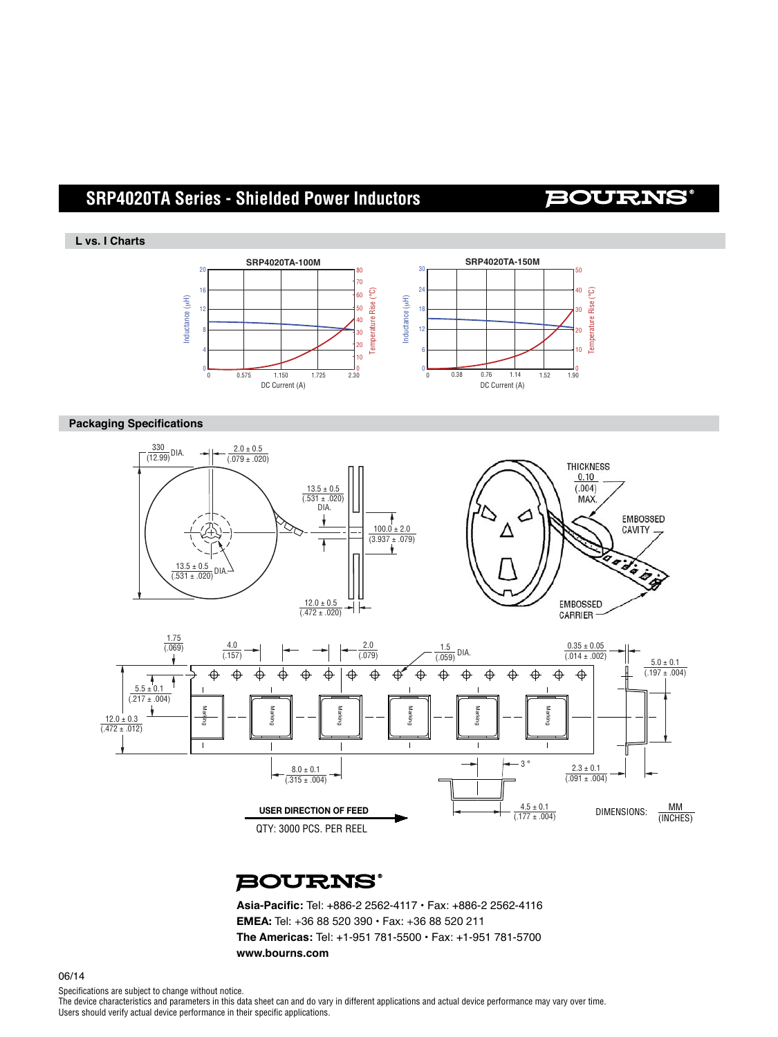## L vs. I Charts

**SRP4020TA-100M**

Inductance (µH): 0, 4, 8, 12, 16, 20
Temperature Rise (°C): 0, 10, 20, 30, 40, 50, 60, 70, 80
DC Current (A): 0, 0.575, 1.150, 1.725, 2.30

**SRP4020TA-150M**

Inductance (µH): 0, 6, 12, 18, 24, 30
Temperature Rise (°C): 0, 10, 20, 30, 40, 50
DC Current (A): 0, 0.38, 0.76, 1.14, 1.52, 1.90

## Packaging Specifications

330 (12.99) DIA.

2.0 ± 0.5 (.079 ± .020)

13.5 ± 0.5 (.531 ± .020) DIA.

100.0 ± 2.0 (3.937 ± .079)

13.5 ± 0.5 (.531 ± .020) DIA.

12.0 ± 0.5 (.472 ± .020)

THICKNESS 0.10 (.004) MAX.

EMBOSSED CAVITY

EMBOSSED CARRIER

1.75 (.069)

4.0 (.157)

2.0 (.079)

1.5 (.059) DIA.

0.35 ± 0.05 (.014 ± .002)

5.0 ± 0.1 (.197 ± .004)

5.5 ± 0.1 (.217 ± .004)

12.0 ± 0.3 (.472 ± .012)

Marking

8.0 ± 0.1 (.315 ± .004)

3 °

2.3 ± 0.1 (.091 ± .004)

4.5 ± 0.1 (.177 ± .004)

USER DIRECTION OF FEED

QTY: 3000 PCS. PER REEL

DIMENSIONS: MM (INCHES)

**BOURNS®**

**Asia-Pacific:** Tel: +886-2 2562-4117 • Fax: +886-2 2562-4116
**EMEA:** Tel: +36 88 520 390 • Fax: +36 88 520 211
**The Americas:** Tel: +1-951 781-5500 • Fax: +1-951 781-5700
**www.bourns.com**

06/14

Specifications are subject to change without notice.
The device characteristics and parameters in this data sheet can and do vary in different applications and actual device performance may vary over time.
Users should verify actual device performance in their specific applications.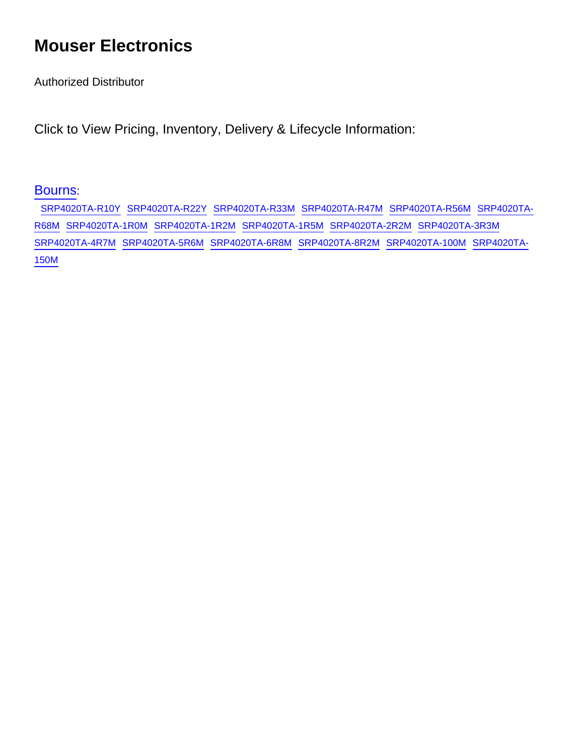# Mouser Electronics

Authorized Distributor

Click to View Pricing, Inventory, Delivery & Lifecycle Information:

Bourns:

SRP4020TA-R10Y SRP4020TA-R22Y SRP4020TA-R33M SRP4020TA-R47M SRP4020TA-R56M SRP4020TA-R68M SRP4020TA-1R0M SRP4020TA-1R2M SRP4020TA-1R5M SRP4020TA-2R2M SRP4020TA-3R3M SRP4020TA-4R7M SRP4020TA-5R6M SRP4020TA-6R8M SRP4020TA-8R2M SRP4020TA-100M SRP4020TA-150M